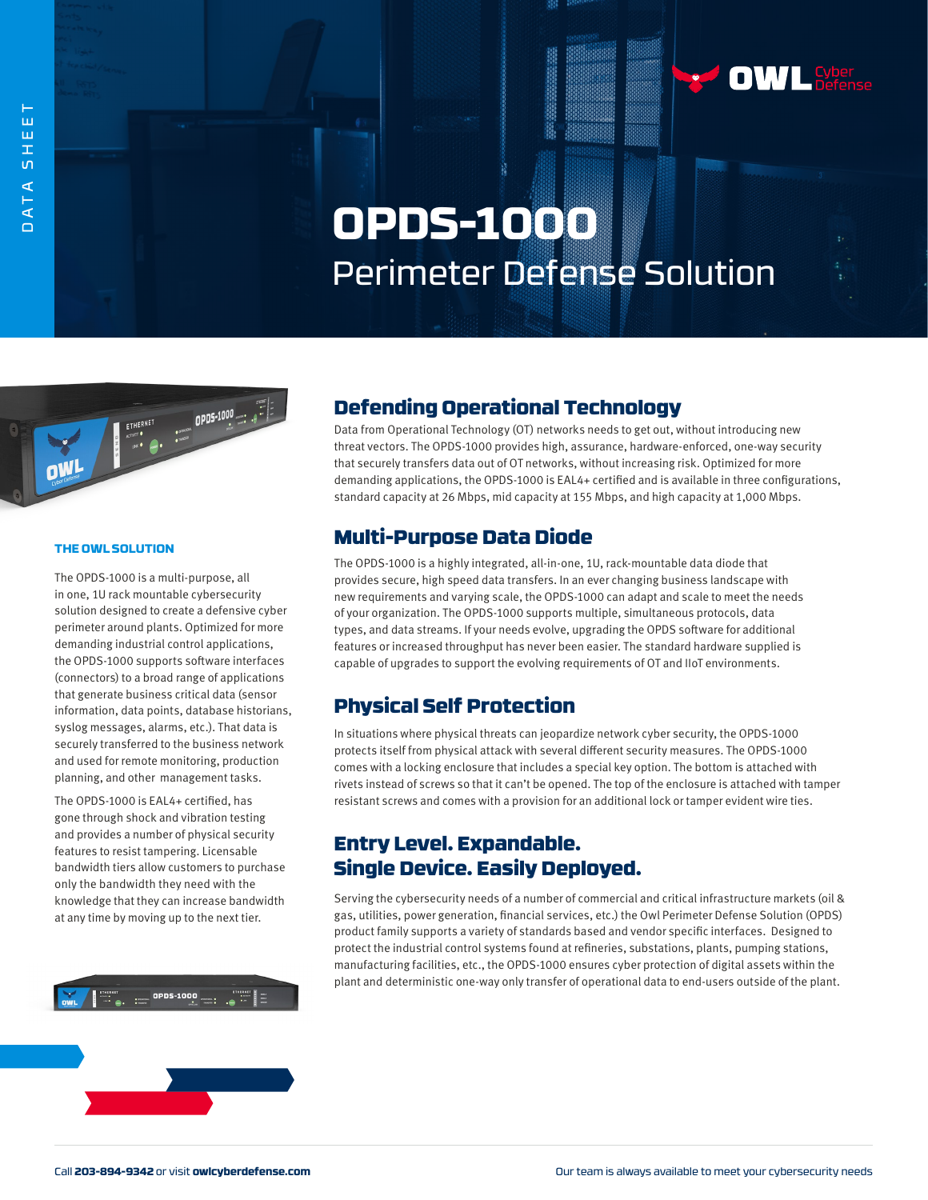# OPDS-1000

## Perimeter Defense Solution

### THE OWL SOLUTION

The OPDS-1000 is a multi-purpose, all in one, 1U rack mountable cybersecurity solution designed to create a defensive cyber perimeter around plants. Optimized for more demanding industrial control applications, the OPDS-1000 supports software interfaces (connectors) to a broad range of applications that generate business critical data (sensor information, data points, database historians, syslog messages, alarms, etc.). That data is securely transferred to the business network and used for remote monitoring, production planning, and other management tasks.

The OPDS-1000 is EAL4+ certified, has gone through shock and vibration testing and provides a number of physical security features to resist tampering. Licensable bandwidth tiers allow customers to purchase only the bandwidth they need with the knowledge that they can increase bandwidth at any time by moving up to the next tier.

## Defending Operational Technology

Data from Operational Technology (OT) networks needs to get out, without introducing new threat vectors. The OPDS-1000 provides high, assurance, hardware-enforced, one-way security that securely transfers data out of OT networks, without increasing risk. Optimized for more demanding applications, the OPDS-1000 is EAL4+ certified and is available in three configurations, standard capacity at 26 Mbps, mid capacity at 155 Mbps, and high capacity at 1,000 Mbps.

## Multi-Purpose Data Diode

The OPDS-1000 is a highly integrated, all-in-one, 1U, rack-mountable data diode that provides secure, high speed data transfers. In an ever changing business landscape with new requirements and varying scale, the OPDS-1000 can adapt and scale to meet the needs of your organization. The OPDS-1000 supports multiple, simultaneous protocols, data types, and data streams. If your needs evolve, upgrading the OPDS software for additional features or increased throughput has never been easier. The standard hardware supplied is capable of upgrades to support the evolving requirements of OT and IIoT environments.

## Physical Self Protection

In situations where physical threats can jeopardize network cyber security, the OPDS-1000 protects itself from physical attack with several different security measures. The OPDS-1000 comes with a locking enclosure that includes a special key option. The bottom is attached with rivets instead of screws so that it can't be opened. The top of the enclosure is attached with tamper resistant screws and comes with a provision for an additional lock or tamper evident wire ties.

## Entry Level. Expandable. Single Device. Easily Deployed.

Serving the cybersecurity needs of a number of commercial and critical infrastructure markets (oil & gas, utilities, power generation, financial services, etc.) the Owl Perimeter Defense Solution (OPDS) product family supports a variety of standards based and vendor specific interfaces. Designed to protect the industrial control systems found at refineries, substations, plants, pumping stations, manufacturing facilities, etc., the OPDS-1000 ensures cyber protection of digital assets within the plant and deterministic one-way only transfer of operational data to end-users outside of the plant.

Call **203-894-9342** or visit **owlcyberdefense.com**

Our team is always available to meet your cybersecurity needs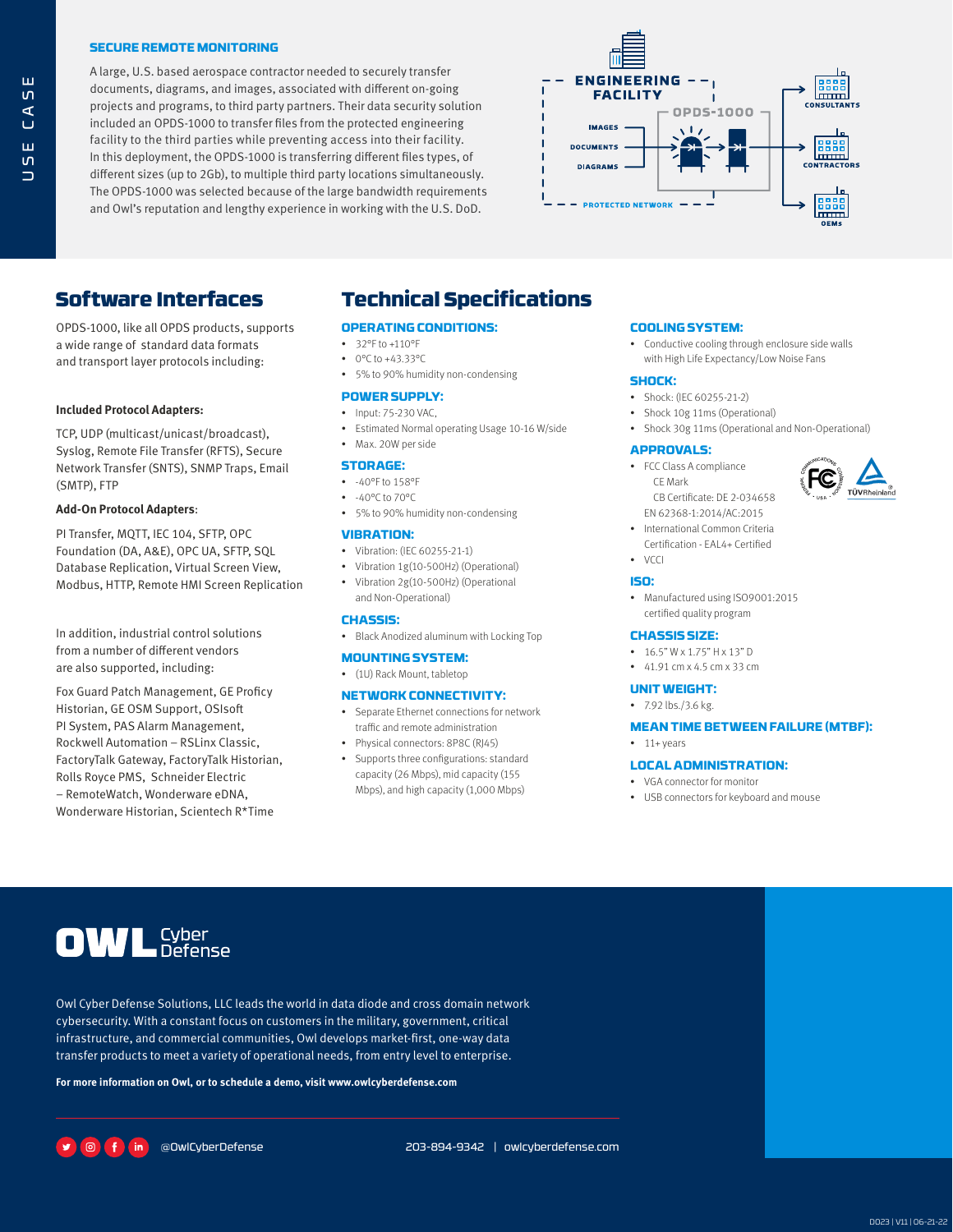USE CASE

## SECURE REMOTE MONITORING

A large, U.S. based aerospace contractor needed to securely transfer documents, diagrams, and images, associated with different on-going projects and programs, to third party partners. Their data security solution included an OPDS-1000 to transfer files from the protected engineering facility to the third parties while preventing access into their facility. In this deployment, the OPDS-1000 is transferring different files types, of different sizes (up to 2Gb), to multiple third party locations simultaneously. The OPDS-1000 was selected because of the large bandwidth requirements and Owl's reputation and lengthy experience in working with the U.S. DoD.

ENGINEERING FACILITY

OPDS-1000

IMAGES

DOCUMENTS

DIAGRAMS

PROTECTED NETWORK

CONSULTANTS

CONTRACTORS

OEMs

# Software Interfaces

OPDS-1000, like all OPDS products, supports a wide range of standard data formats and transport layer protocols including:

**Included Protocol Adapters:**

TCP, UDP (multicast/unicast/broadcast), Syslog, Remote File Transfer (RFTS), Secure Network Transfer (SNTS), SNMP Traps, Email (SMTP), FTP

**Add-On Protocol Adapters**:

PI Transfer, MQTT, IEC 104, SFTP, OPC Foundation (DA, A&E), OPC UA, SFTP, SQL Database Replication, Virtual Screen View, Modbus, HTTP, Remote HMI Screen Replication

In addition, industrial control solutions from a number of different vendors are also supported, including:

Fox Guard Patch Management, GE Proficy Historian, GE OSM Support, OSIsoft PI System, PAS Alarm Management, Rockwell Automation – RSLinx Classic, FactoryTalk Gateway, FactoryTalk Historian, Rolls Royce PMS, Schneider Electric – RemoteWatch, Wonderware eDNA, Wonderware Historian, Scientech R*Time

# Technical Specifications

### OPERATING CONDITIONS:

- 32°F to +110°F
- 0°C to +43.33°C
- 5% to 90% humidity non-condensing

### POWER SUPPLY:

- Input: 75-230 VAC,
- Estimated Normal operating Usage 10-16 W/side
- Max. 20W per side

### STORAGE:

- -40°F to 158°F
- -40°C to 70°C
- 5% to 90% humidity non-condensing

### VIBRATION:

- Vibration: (IEC 60255-21-1)
- Vibration 1g(10-500Hz) (Operational)
- Vibration 2g(10-500Hz) (Operational and Non-Operational)

### CHASSIS:

- Black Anodized aluminum with Locking Top

### MOUNTING SYSTEM:

- (1U) Rack Mount, tabletop

### NETWORK CONNECTIVITY:

- Separate Ethernet connections for network traffic and remote administration
- Physical connectors: 8P8C (RJ45)
- Supports three configurations: standard capacity (26 Mbps), mid capacity (155 Mbps), and high capacity (1,000 Mbps)

### COOLING SYSTEM:

- Conductive cooling through enclosure side walls with High Life Expectancy/Low Noise Fans

### SHOCK:

- Shock: (IEC 60255-21-2)
- Shock 10g 11ms (Operational)
- Shock 30g 11ms (Operational and Non-Operational)

### APPROVALS:

- FCC Class A compliance
  CE Mark
  CB Certificate: DE 2-034658
  EN 62368-1:2014/AC:2015
- International Common Criteria Certification - EAL4+ Certified
- VCCI

### ISO:

- Manufactured using ISO9001:2015 certified quality program

### CHASSIS SIZE:

- 16.5" W x 1.75" H x 13" D
- 41.91 cm x 4.5 cm x 33 cm

### UNIT WEIGHT:

- 7.92 lbs./3.6 kg.

### MEAN TIME BETWEEN FAILURE (MTBF):

- 11+ years

### LOCAL ADMINISTRATION:

- VGA connector for monitor
- USB connectors for keyboard and mouse

OWL Cyber Defense

Owl Cyber Defense Solutions, LLC leads the world in data diode and cross domain network cybersecurity. With a constant focus on customers in the military, government, critical infrastructure, and commercial communities, Owl develops market-first, one-way data transfer products to meet a variety of operational needs, from entry level to enterprise.

**For more information on Owl, or to schedule a demo, visit www.owlcyberdefense.com**

@OwlCyberDefense

203-894-9342 | owlcyberdefense.com

D023 | V11 | 06-21-22